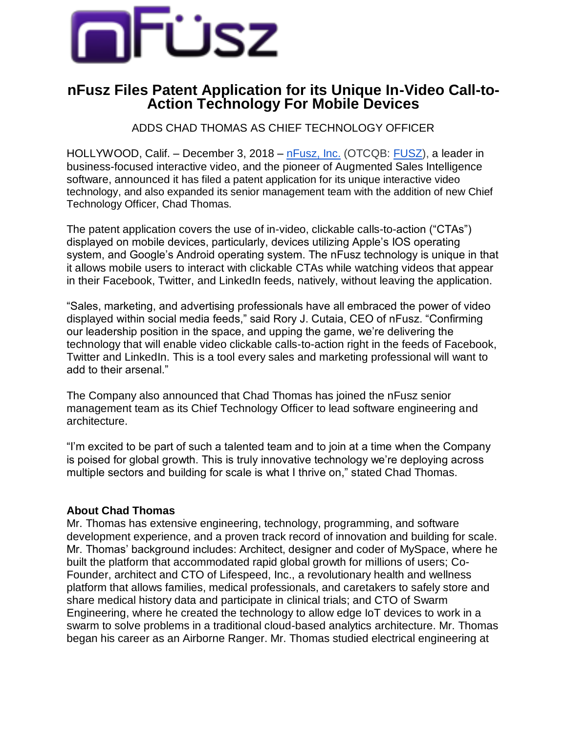# nFusz Files Patent Application for its Unique In-Video Call-to-Action Technology For Mobile Devices

ADDS CHAD THOMAS AS CHIEF TECHNOLOGY OFFICER

HOLLYWOOD, Calif. – December 3, 2018 – nFusz, Inc. (OTCQB: FUSZ), a leader in business-focused interactive video, and the pioneer of Augmented Sales Intelligence software, announced it has filed a patent application for its unique interactive video technology, and also expanded its senior management team with the addition of new Chief Technology Officer, Chad Thomas.

The patent application covers the use of in-video, clickable calls-to-action ("CTAs") displayed on mobile devices, particularly, devices utilizing Apple's IOS operating system, and Google's Android operating system. The nFusz technology is unique in that it allows mobile users to interact with clickable CTAs while watching videos that appear in their Facebook, Twitter, and LinkedIn feeds, natively, without leaving the application.

"Sales, marketing, and advertising professionals have all embraced the power of video displayed within social media feeds," said Rory J. Cutaia, CEO of nFusz. "Confirming our leadership position in the space, and upping the game, we're delivering the technology that will enable video clickable calls-to-action right in the feeds of Facebook, Twitter and LinkedIn. This is a tool every sales and marketing professional will want to add to their arsenal."

The Company also announced that Chad Thomas has joined the nFusz senior management team as its Chief Technology Officer to lead software engineering and architecture.

"I'm excited to be part of such a talented team and to join at a time when the Company is poised for global growth. This is truly innovative technology we're deploying across multiple sectors and building for scale is what I thrive on," stated Chad Thomas.

**About Chad Thomas**

Mr. Thomas has extensive engineering, technology, programming, and software development experience, and a proven track record of innovation and building for scale. Mr. Thomas' background includes: Architect, designer and coder of MySpace, where he built the platform that accommodated rapid global growth for millions of users; Co-Founder, architect and CTO of Lifespeed, Inc., a revolutionary health and wellness platform that allows families, medical professionals, and caretakers to safely store and share medical history data and participate in clinical trials; and CTO of Swarm Engineering, where he created the technology to allow edge IoT devices to work in a swarm to solve problems in a traditional cloud-based analytics architecture. Mr. Thomas began his career as an Airborne Ranger. Mr. Thomas studied electrical engineering at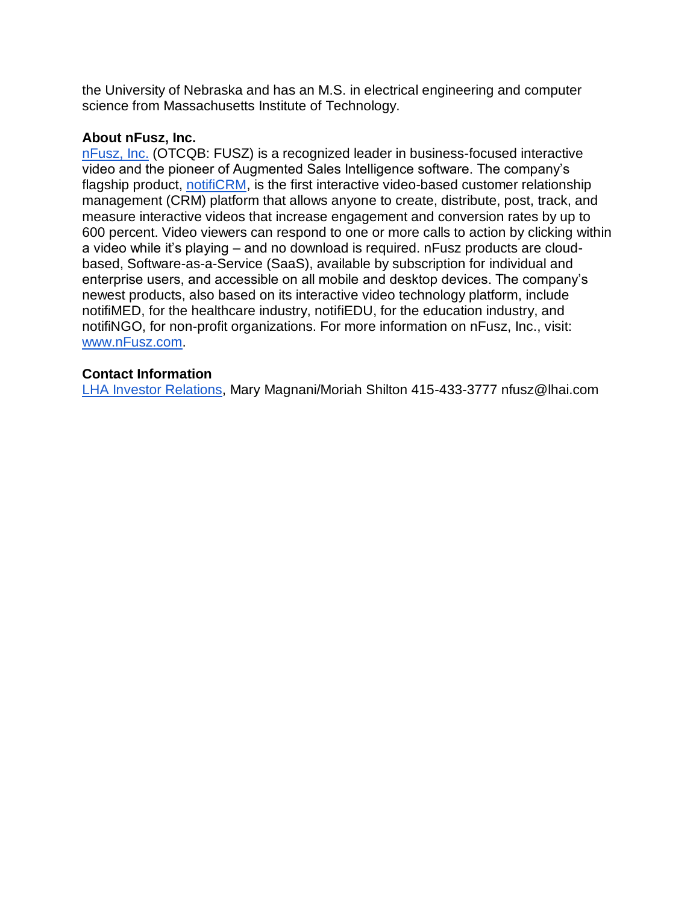the University of Nebraska and has an M.S. in electrical engineering and computer science from Massachusetts Institute of Technology.

**About nFusz, Inc.**

nFusz, Inc. (OTCQB: FUSZ) is a recognized leader in business-focused interactive video and the pioneer of Augmented Sales Intelligence software. The company's flagship product, notifiCRM, is the first interactive video-based customer relationship management (CRM) platform that allows anyone to create, distribute, post, track, and measure interactive videos that increase engagement and conversion rates by up to 600 percent. Video viewers can respond to one or more calls to action by clicking within a video while it's playing – and no download is required. nFusz products are cloud-based, Software-as-a-Service (SaaS), available by subscription for individual and enterprise users, and accessible on all mobile and desktop devices. The company's newest products, also based on its interactive video technology platform, include notifiMED, for the healthcare industry, notifiEDU, for the education industry, and notifiNGO, for non-profit organizations. For more information on nFusz, Inc., visit: www.nFusz.com.

**Contact Information**

LHA Investor Relations, Mary Magnani/Moriah Shilton 415-433-3777 nfusz@lhai.com